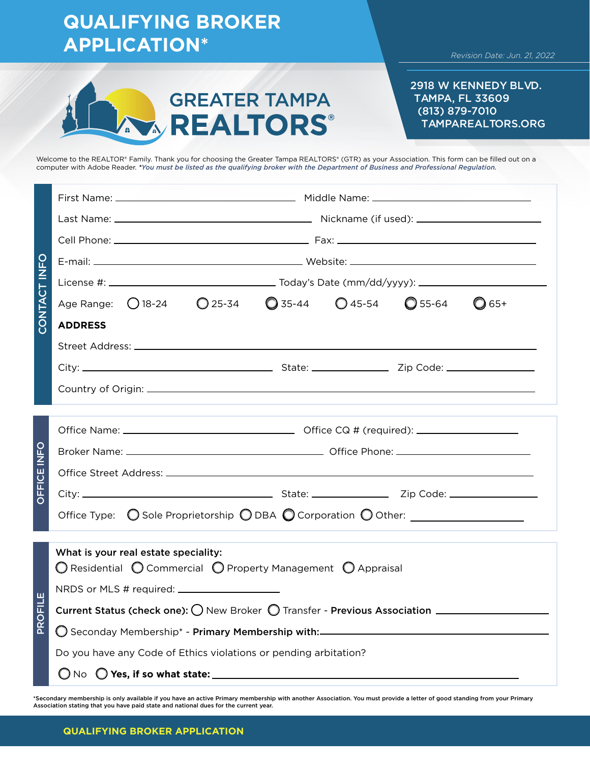# QUALIFYING BROKER APPLICATION*

*Revision Date: Jun. 21, 2022*

**GREATER TAMPA REALTORS®**

2918 W KENNEDY BLVD.
TAMPA, FL 33609
(813) 879-7010
TAMPAREALTORS.ORG

Welcome to the REALTOR® Family. Thank you for choosing the Greater Tampa REALTORS® (GTR) as your Association. This form can be filled out on a computer with Adobe Reader. *\*You must be listed as the qualifying broker with the Department of Business and Professional Regulation.*

## CONTACT INFO

First Name: ____________________ Middle Name: ____________________

Last Name: ____________________ Nickname (if used): ____________________

Cell Phone: ____________________ Fax: ____________________

E-mail: ____________________ Website: ____________________

License #: ____________________ Today's Date (mm/dd/yyyy): ____________________

Age Range: ◯ 18-24 ◯ 25-34 ◯ 35-44 ◯ 45-54 ◯ 55-64 ◯ 65+

**ADDRESS**

Street Address: ________________________________________

City: ____________________ State: __________ Zip Code: __________

Country of Origin: ________________________________________

## OFFICE INFO

Office Name: ____________________ Office CQ # (required): ____________________

Broker Name: ____________________ Office Phone: ____________________

Office Street Address: ________________________________________

City: ____________________ State: __________ Zip Code: __________

Office Type: ◯ Sole Proprietorship ◯ DBA ◯ Corporation ◯ Other: ____________________

## PROFILE

**What is your real estate speciality:**

◯ Residential ◯ Commercial ◯ Property Management ◯ Appraisal

NRDS or MLS # required: ____________________

**Current Status (check one):** ◯ New Broker ◯ Transfer - **Previous Association** ____________________

◯ Seconday Membership* - **Primary Membership with:** ____________________

Do you have any Code of Ethics violations or pending arbitration?

◯ No ◯ **Yes, if so what state:** ____________________

*Secondary membership is only available if you have an active Primary membership with another Association. You must provide a letter of good standing from your Primary Association stating that you have paid state and national dues for the current year.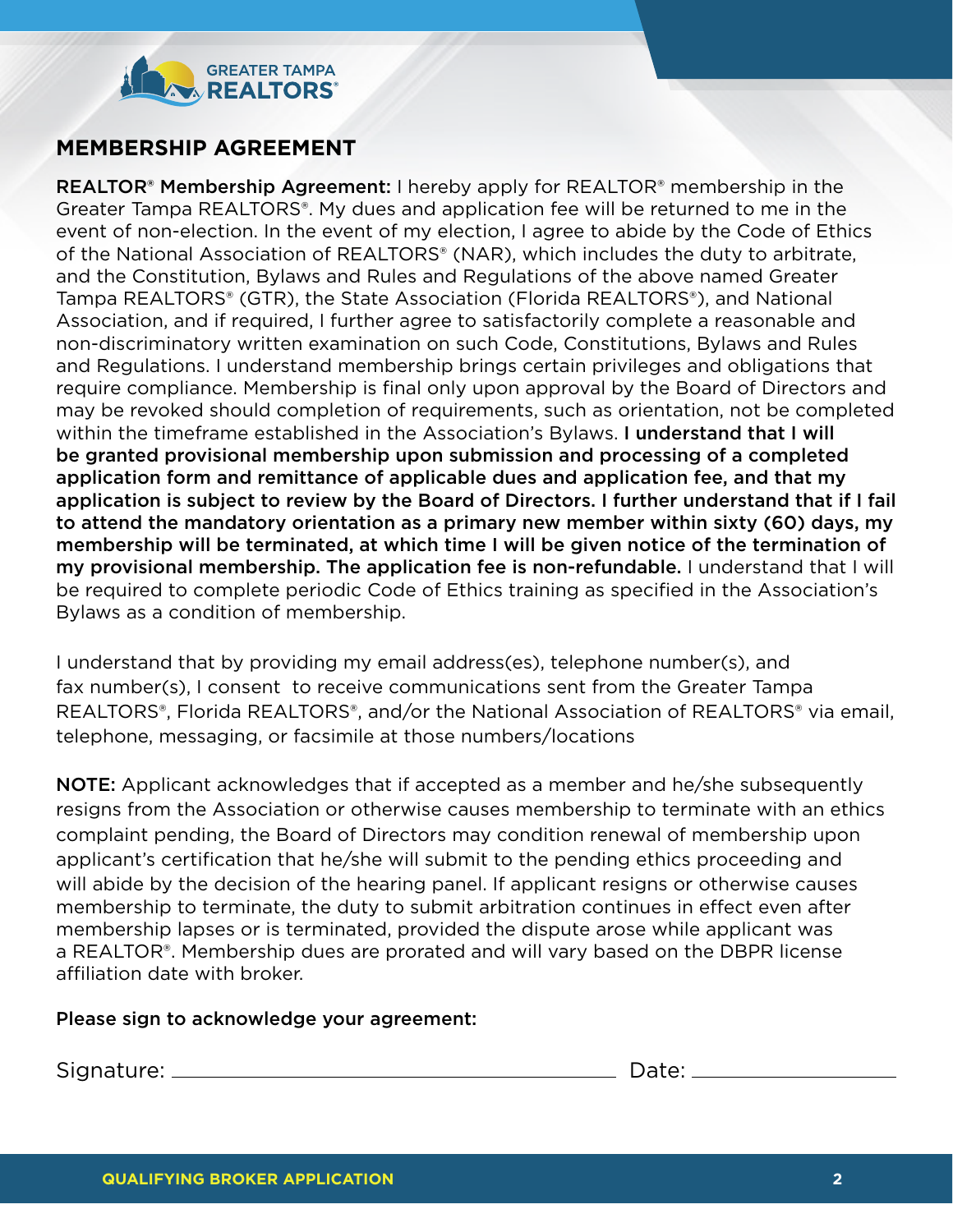## MEMBERSHIP AGREEMENT

**REALTOR® Membership Agreement:** I hereby apply for REALTOR® membership in the Greater Tampa REALTORS®. My dues and application fee will be returned to me in the event of non-election. In the event of my election, I agree to abide by the Code of Ethics of the National Association of REALTORS® (NAR), which includes the duty to arbitrate, and the Constitution, Bylaws and Rules and Regulations of the above named Greater Tampa REALTORS® (GTR), the State Association (Florida REALTORS®), and National Association, and if required, I further agree to satisfactorily complete a reasonable and non-discriminatory written examination on such Code, Constitutions, Bylaws and Rules and Regulations. I understand membership brings certain privileges and obligations that require compliance. Membership is final only upon approval by the Board of Directors and may be revoked should completion of requirements, such as orientation, not be completed within the timeframe established in the Association's Bylaws. **I understand that I will be granted provisional membership upon submission and processing of a completed application form and remittance of applicable dues and application fee, and that my application is subject to review by the Board of Directors. I further understand that if I fail to attend the mandatory orientation as a primary new member within sixty (60) days, my membership will be terminated, at which time I will be given notice of the termination of my provisional membership. The application fee is non-refundable.** I understand that I will be required to complete periodic Code of Ethics training as specified in the Association's Bylaws as a condition of membership.

I understand that by providing my email address(es), telephone number(s), and fax number(s), I consent to receive communications sent from the Greater Tampa REALTORS®, Florida REALTORS®, and/or the National Association of REALTORS® via email, telephone, messaging, or facsimile at those numbers/locations

**NOTE:** Applicant acknowledges that if accepted as a member and he/she subsequently resigns from the Association or otherwise causes membership to terminate with an ethics complaint pending, the Board of Directors may condition renewal of membership upon applicant's certification that he/she will submit to the pending ethics proceeding and will abide by the decision of the hearing panel. If applicant resigns or otherwise causes membership to terminate, the duty to submit arbitration continues in effect even after membership lapses or is terminated, provided the dispute arose while applicant was a REALTOR®. Membership dues are prorated and will vary based on the DBPR license affiliation date with broker.

**Please sign to acknowledge your agreement:**

Signature: ______________________________ Date: ______________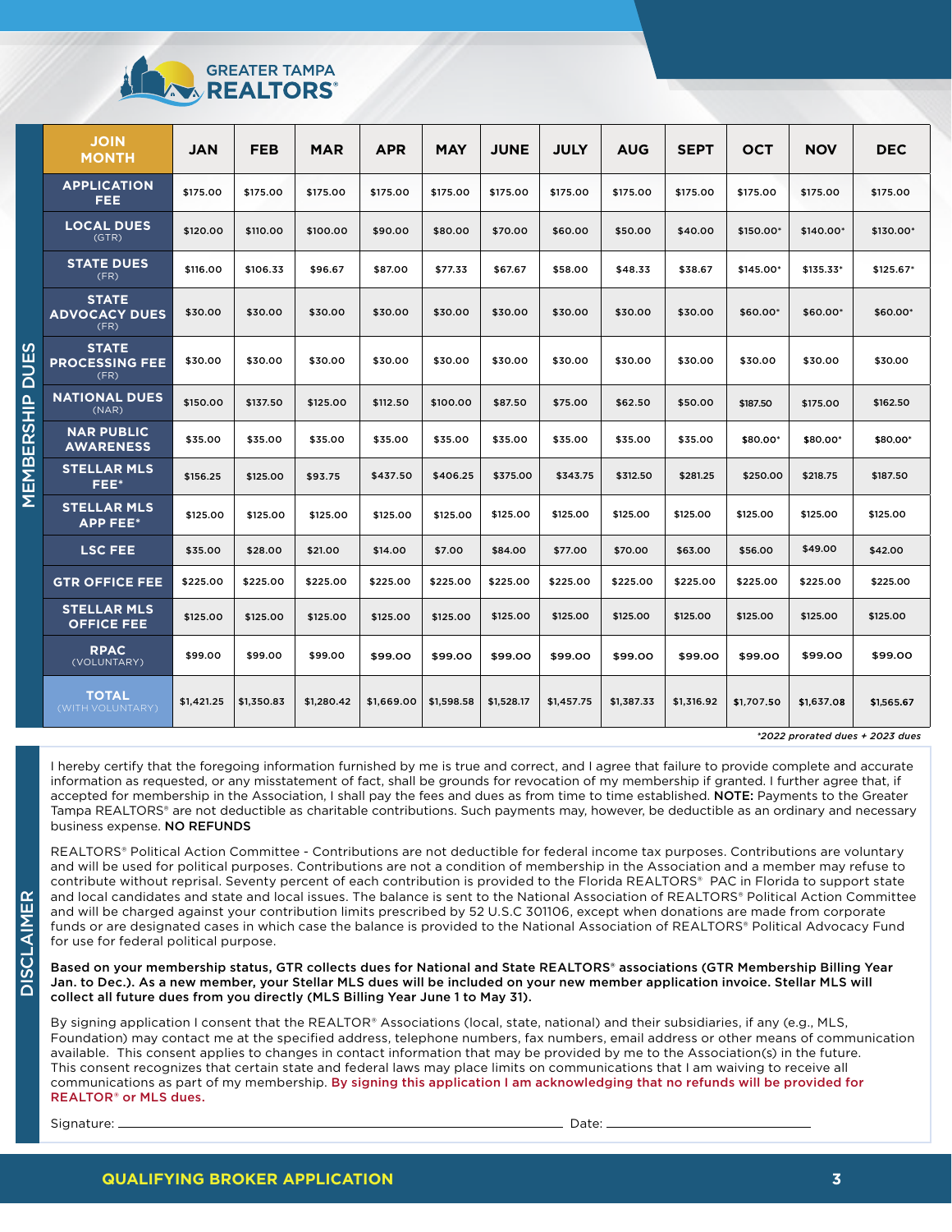GREATER TAMPA REALTORS®

**MEMBERSHIP DUES**

| JOIN MONTH | JAN | FEB | MAR | APR | MAY | JUNE | JULY | AUG | SEPT | OCT | NOV | DEC |
|---|---|---|---|---|---|---|---|---|---|---|---|---|
| APPLICATION FEE | $175.00 | $175.00 | $175.00 | $175.00 | $175.00 | $175.00 | $175.00 | $175.00 | $175.00 | $175.00 | $175.00 | $175.00 |
| LOCAL DUES (GTR) | $120.00 | $110.00 | $100.00 | $90.00 | $80.00 | $70.00 | $60.00 | $50.00 | $40.00 | $150.00* | $140.00* | $130.00* |
| STATE DUES (FR) | $116.00 | $106.33 | $96.67 | $87.00 | $77.33 | $67.67 | $58.00 | $48.33 | $38.67 | $145.00* | $135.33* | $125.67* |
| STATE ADVOCACY DUES (FR) | $30.00 | $30.00 | $30.00 | $30.00 | $30.00 | $30.00 | $30.00 | $30.00 | $30.00 | $60.00* | $60.00* | $60.00* |
| STATE PROCESSING FEE (FR) | $30.00 | $30.00 | $30.00 | $30.00 | $30.00 | $30.00 | $30.00 | $30.00 | $30.00 | $30.00 | $30.00 | $30.00 |
| NATIONAL DUES (NAR) | $150.00 | $137.50 | $125.00 | $112.50 | $100.00 | $87.50 | $75.00 | $62.50 | $50.00 | $187.50 | $175.00 | $162.50 |
| NAR PUBLIC AWARENESS | $35.00 | $35.00 | $35.00 | $35.00 | $35.00 | $35.00 | $35.00 | $35.00 | $35.00 | $80.00* | $80.00* | $80.00* |
| STELLAR MLS FEE* | $156.25 | $125.00 | $93.75 | $437.50 | $406.25 | $375.00 | $343.75 | $312.50 | $281.25 | $250.00 | $218.75 | $187.50 |
| STELLAR MLS APP FEE* | $125.00 | $125.00 | $125.00 | $125.00 | $125.00 | $125.00 | $125.00 | $125.00 | $125.00 | $125.00 | $125.00 | $125.00 |
| LSC FEE | $35.00 | $28.00 | $21.00 | $14.00 | $7.00 | $84.00 | $77.00 | $70.00 | $63.00 | $56.00 | $49.00 | $42.00 |
| GTR OFFICE FEE | $225.00 | $225.00 | $225.00 | $225.00 | $225.00 | $225.00 | $225.00 | $225.00 | $225.00 | $225.00 | $225.00 | $225.00 |
| STELLAR MLS OFFICE FEE | $125.00 | $125.00 | $125.00 | $125.00 | $125.00 | $125.00 | $125.00 | $125.00 | $125.00 | $125.00 | $125.00 | $125.00 |
| RPAC (VOLUNTARY) | $99.00 | $99.00 | $99.00 | $99.00 | $99.00 | $99.00 | $99.00 | $99.00 | $99.00 | $99.00 | $99.00 | $99.00 |
| TOTAL (WITH VOLUNTARY) | $1,421.25 | $1,350.83 | $1,280.42 | $1,669.00 | $1,598.58 | $1,528.17 | $1,457.75 | $1,387.33 | $1,316.92 | $1,707.50 | $1,637.08 | $1,565.67 |

*\*2022 prorated dues + 2023 dues*

**DISCLAIMER**

I hereby certify that the foregoing information furnished by me is true and correct, and I agree that failure to provide complete and accurate information as requested, or any misstatement of fact, shall be grounds for revocation of my membership if granted. I further agree that, if accepted for membership in the Association, I shall pay the fees and dues as from time to time established. **NOTE:** Payments to the Greater Tampa REALTORS® are not deductible as charitable contributions. Such payments may, however, be deductible as an ordinary and necessary business expense. **NO REFUNDS**

REALTORS® Political Action Committee - Contributions are not deductible for federal income tax purposes. Contributions are voluntary and will be used for political purposes. Contributions are not a condition of membership in the Association and a member may refuse to contribute without reprisal. Seventy percent of each contribution is provided to the Florida REALTORS® PAC in Florida to support state and local candidates and state and local issues. The balance is sent to the National Association of REALTORS® Political Action Committee and will be charged against your contribution limits prescribed by 52 U.S.C 301106, except when donations are made from corporate funds or are designated cases in which case the balance is provided to the National Association of REALTORS® Political Advocacy Fund for use for federal political purpose.

**Based on your membership status, GTR collects dues for National and State REALTORS® associations (GTR Membership Billing Year Jan. to Dec.). As a new member, your Stellar MLS dues will be included on your new member application invoice. Stellar MLS will collect all future dues from you directly (MLS Billing Year June 1 to May 31).**

By signing application I consent that the REALTOR® Associations (local, state, national) and their subsidiaries, if any (e.g., MLS, Foundation) may contact me at the specified address, telephone numbers, fax numbers, email address or other means of communication available. This consent applies to changes in contact information that may be provided by me to the Association(s) in the future. This consent recognizes that certain state and federal laws may place limits on communications that I am waiving to receive all communications as part of my membership. By signing this application I am acknowledging that no refunds will be provided for REALTOR® or MLS dues.

Signature: ______________________________ Date: ______________

QUALIFYING BROKER APPLICATION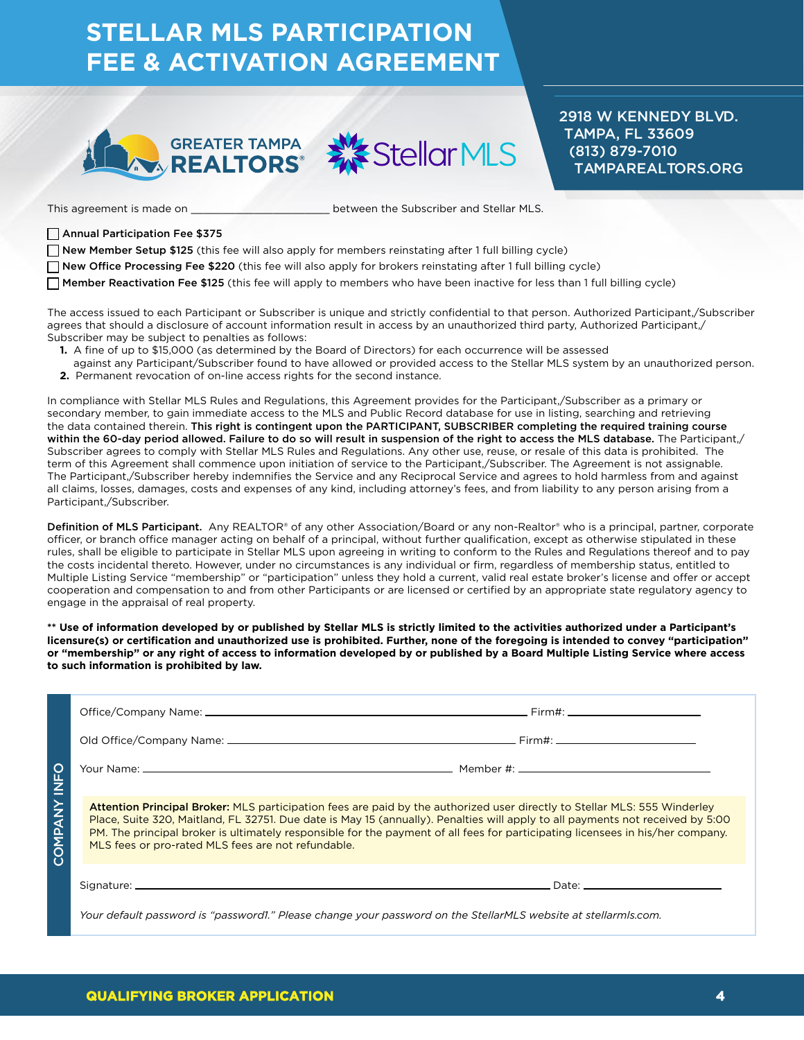# STELLAR MLS PARTICIPATION FEE & ACTIVATION AGREEMENT

GREATER TAMPA REALTORS®

Stellar MLS

2918 W KENNEDY BLVD.
TAMPA, FL 33609
(813) 879-7010
TAMPAREALTORS.ORG

This agreement is made on ______________________ between the Subscriber and Stellar MLS.

- ☐ **Annual Participation Fee $375**
- ☐ **New Member Setup $125** (this fee will also apply for members reinstating after 1 full billing cycle)
- ☐ **New Office Processing Fee $220** (this fee will also apply for brokers reinstating after 1 full billing cycle)
- ☐ **Member Reactivation Fee $125** (this fee will apply to members who have been inactive for less than 1 full billing cycle)

The access issued to each Participant or Subscriber is unique and strictly confidential to that person. Authorized Participant,/Subscriber agrees that should a disclosure of account information result in access by an unauthorized third party, Authorized Participant,/ Subscriber may be subject to penalties as follows:

1. A fine of up to $15,000 (as determined by the Board of Directors) for each occurrence will be assessed against any Participant/Subscriber found to have allowed or provided access to the Stellar MLS system by an unauthorized person.
2. Permanent revocation of on-line access rights for the second instance.

In compliance with Stellar MLS Rules and Regulations, this Agreement provides for the Participant,/Subscriber as a primary or secondary member, to gain immediate access to the MLS and Public Record database for use in listing, searching and retrieving the data contained therein. **This right is contingent upon the PARTICIPANT, SUBSCRIBER completing the required training course within the 60-day period allowed. Failure to do so will result in suspension of the right to access the MLS database.** The Participant,/ Subscriber agrees to comply with Stellar MLS Rules and Regulations. Any other use, reuse, or resale of this data is prohibited. The term of this Agreement shall commence upon initiation of service to the Participant,/Subscriber. The Agreement is not assignable. The Participant,/Subscriber hereby indemnifies the Service and any Reciprocal Service and agrees to hold harmless from and against all claims, losses, damages, costs and expenses of any kind, including attorney's fees, and from liability to any person arising from a Participant,/Subscriber.

**Definition of MLS Participant.** Any REALTOR® of any other Association/Board or any non-Realtor® who is a principal, partner, corporate officer, or branch office manager acting on behalf of a principal, without further qualification, except as otherwise stipulated in these rules, shall be eligible to participate in Stellar MLS upon agreeing in writing to conform to the Rules and Regulations thereof and to pay the costs incidental thereto. However, under no circumstances is any individual or firm, regardless of membership status, entitled to Multiple Listing Service "membership" or "participation" unless they hold a current, valid real estate broker's license and offer or accept cooperation and compensation to and from other Participants or are licensed or certified by an appropriate state regulatory agency to engage in the appraisal of real property.

**** Use of information developed by or published by Stellar MLS is strictly limited to the activities authorized under a Participant's licensure(s) or certification and unauthorized use is prohibited. Further, none of the foregoing is intended to convey "participation" or "membership" or any right of access to information developed by or published by a Board Multiple Listing Service where access to such information is prohibited by law.**

## COMPANY INFO

Office/Company Name: ______________________________ Firm#: ______________

Old Office/Company Name: ______________________________ Firm#: ______________

Your Name: ______________________________ Member #: ______________

**Attention Principal Broker:** MLS participation fees are paid by the authorized user directly to Stellar MLS: 555 Winderley Place, Suite 320, Maitland, FL 32751. Due date is May 15 (annually). Penalties will apply to all payments not received by 5:00 PM. The principal broker is ultimately responsible for the payment of all fees for participating licensees in his/her company. MLS fees or pro-rated MLS fees are not refundable.

Signature: ______________________________ Date: ______________

*Your default password is "password1." Please change your password on the StellarMLS website at stellarmls.com.*

QUALIFYING BROKER APPLICATION